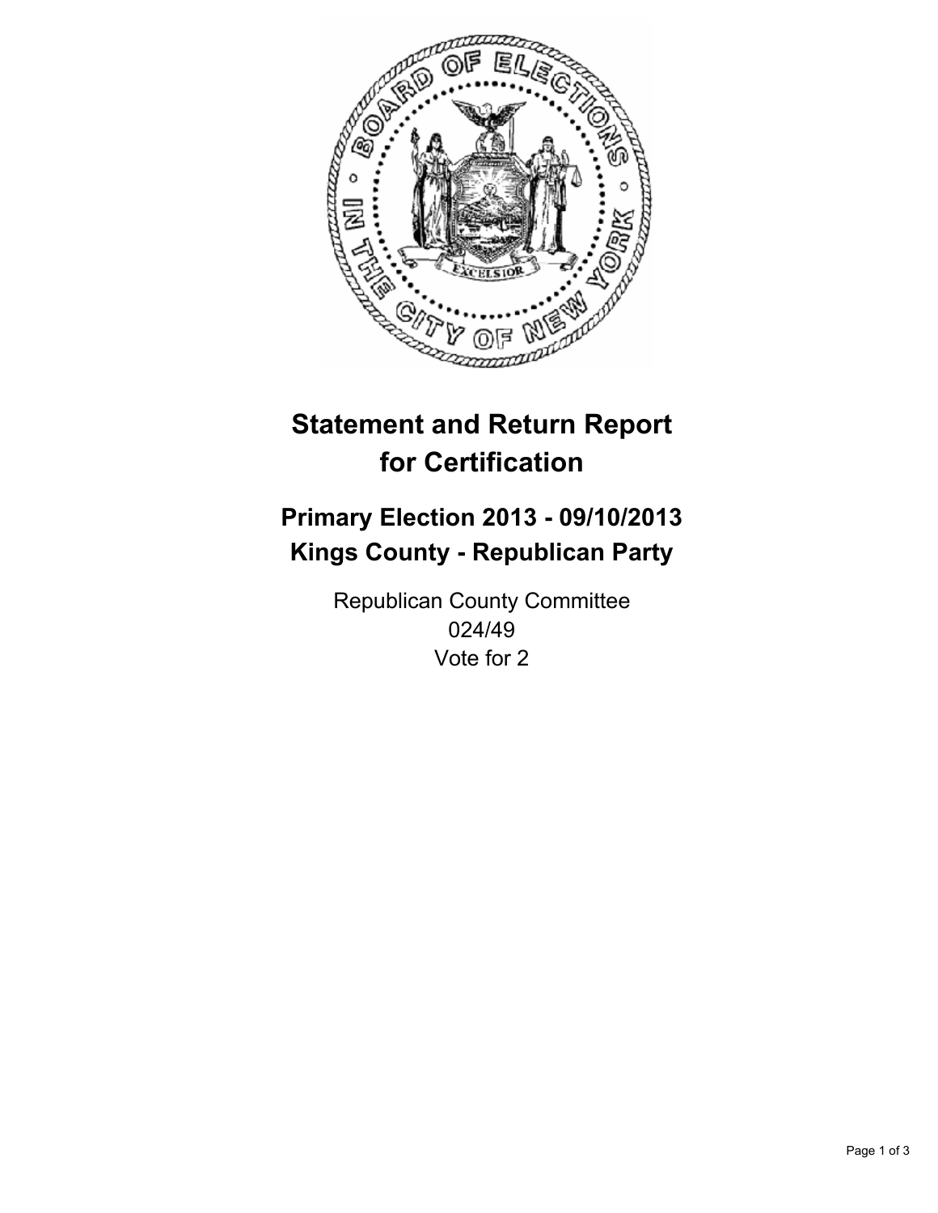# Statement and Return Report for Certification

## Primary Election 2013 - 09/10/2013
## Kings County - Republican Party

Republican County Committee
024/49
Vote for 2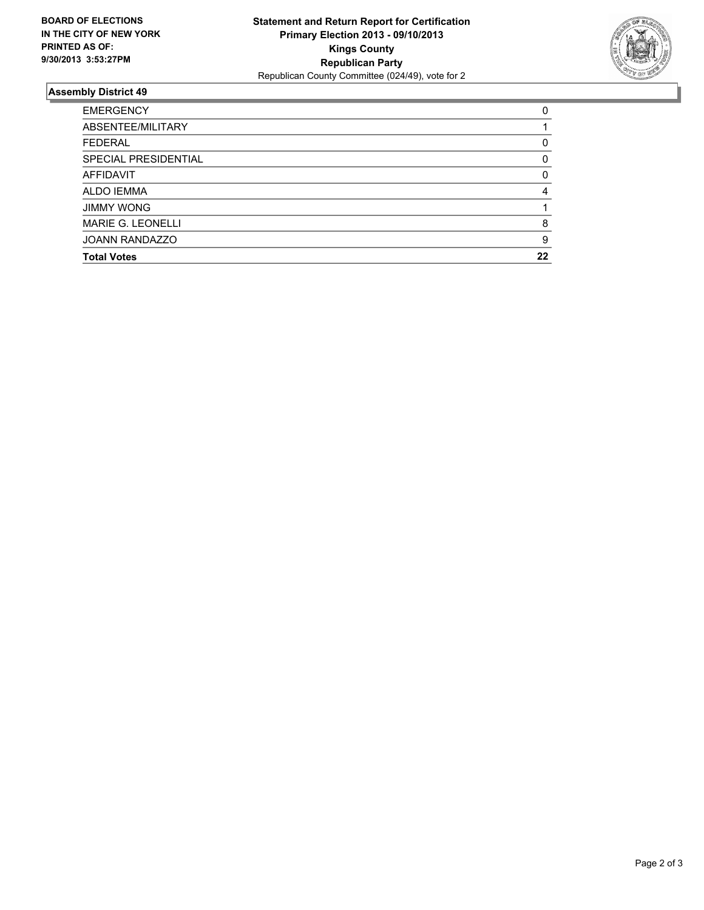**BOARD OF ELECTIONS IN THE CITY OF NEW YORK PRINTED AS OF: 9/30/2013 3:53:27PM**

**Statement and Return Report for Certification**
**Primary Election 2013 - 09/10/2013**
**Kings County**
**Republican Party**
Republican County Committee (024/49), vote for 2

## Assembly District 49

| | |
|---|---|
| EMERGENCY | 0 |
| ABSENTEE/MILITARY | 1 |
| FEDERAL | 0 |
| SPECIAL PRESIDENTIAL | 0 |
| AFFIDAVIT | 0 |
| ALDO IEMMA | 4 |
| JIMMY WONG | 1 |
| MARIE G. LEONELLI | 8 |
| JOANN RANDAZZO | 9 |
| **Total Votes** | **22** |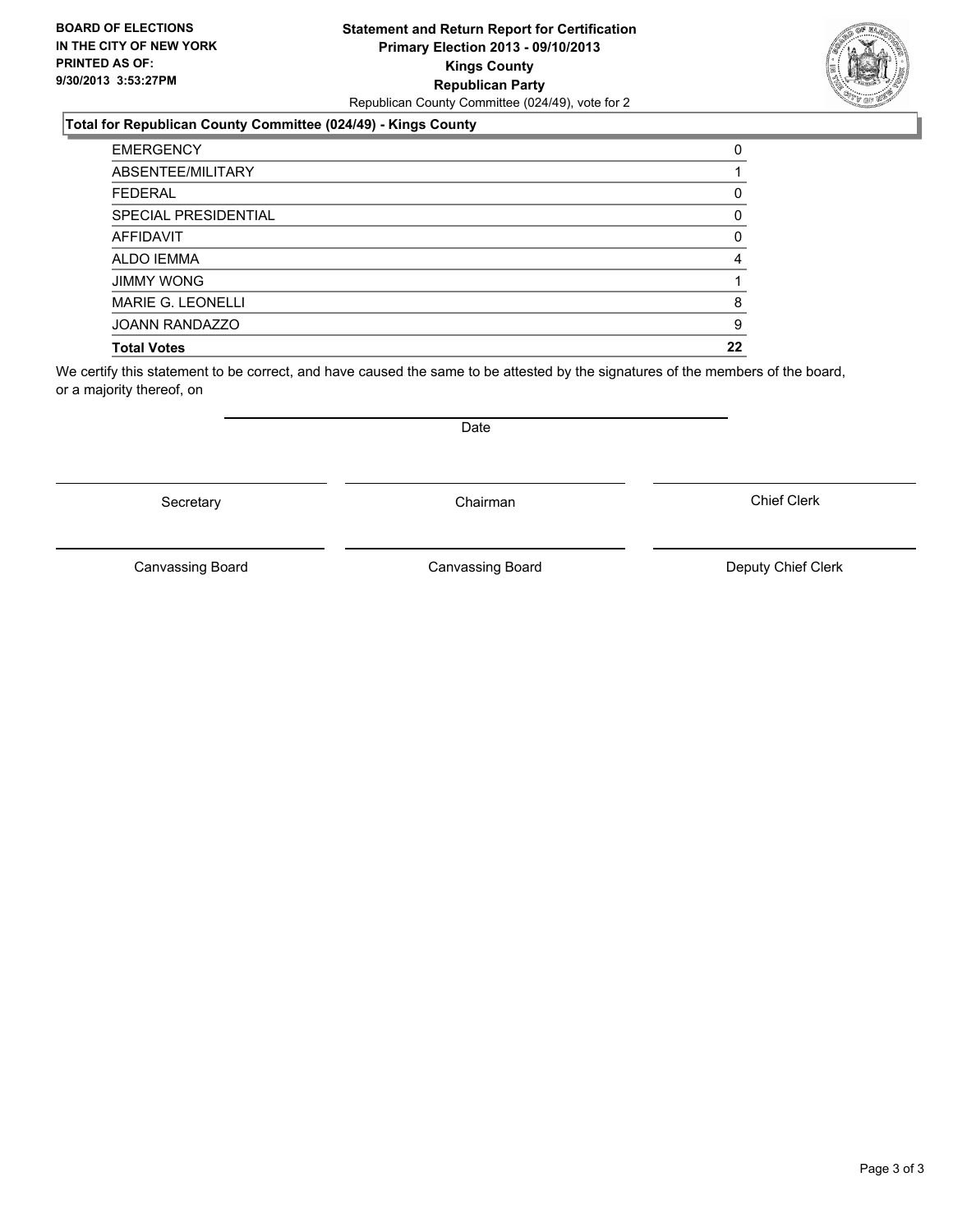**BOARD OF ELECTIONS IN THE CITY OF NEW YORK PRINTED AS OF: 9/30/2013 3:53:27PM**

**Statement and Return Report for Certification**
**Primary Election 2013 - 09/10/2013**
**Kings County**
**Republican Party**
Republican County Committee (024/49), vote for 2

**Total for Republican County Committee (024/49) - Kings County**

| | |
|---|---|
| EMERGENCY | 0 |
| ABSENTEE/MILITARY | 1 |
| FEDERAL | 0 |
| SPECIAL PRESIDENTIAL | 0 |
| AFFIDAVIT | 0 |
| ALDO IEMMA | 4 |
| JIMMY WONG | 1 |
| MARIE G. LEONELLI | 8 |
| JOANN RANDAZZO | 9 |
| **Total Votes** | **22** |

We certify this statement to be correct, and have caused the same to be attested by the signatures of the members of the board, or a majority thereof, on

Date

Secretary | Chairman | Chief Clerk

Canvassing Board | Canvassing Board | Deputy Chief Clerk